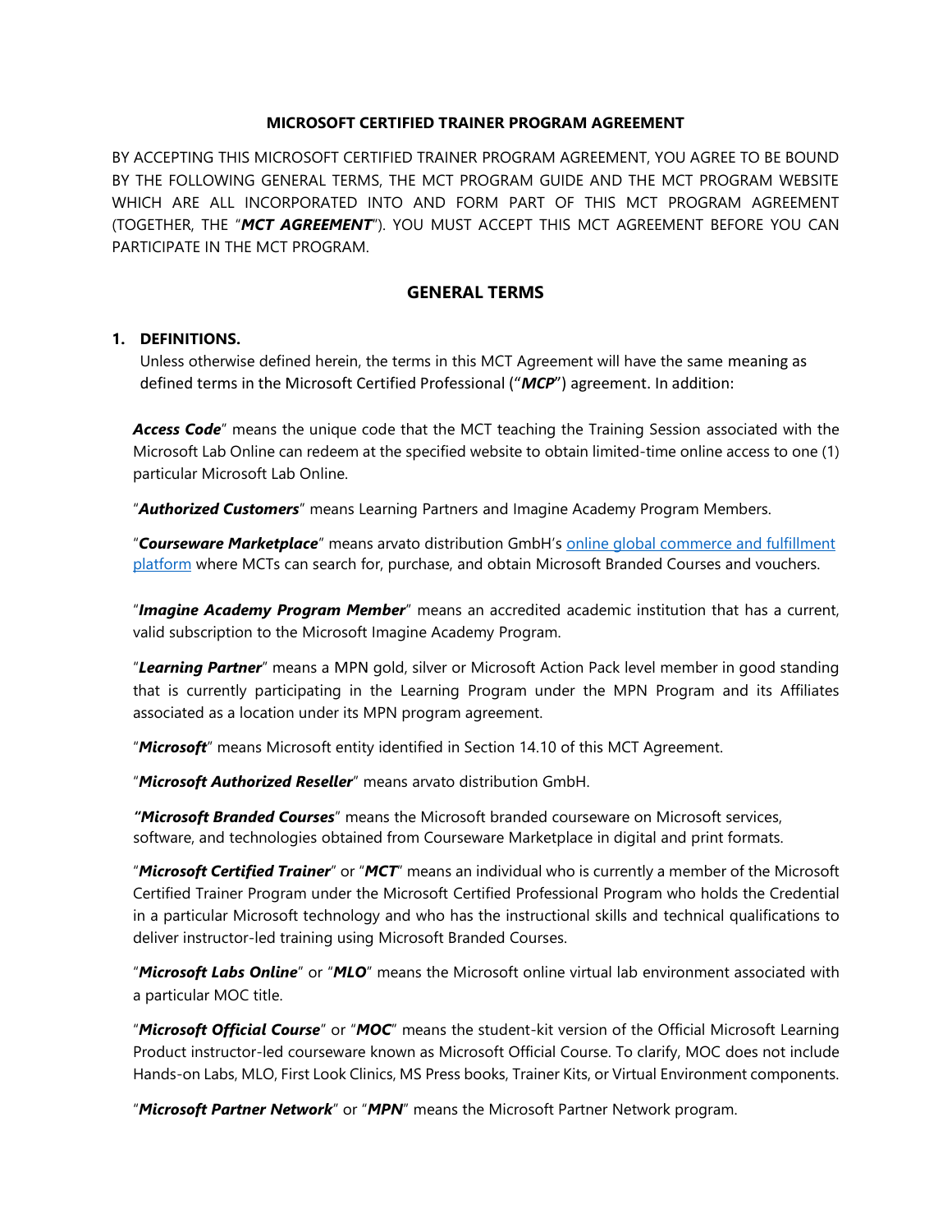**MICROSOFT CERTIFIED TRAINER PROGRAM AGREEMENT**

BY ACCEPTING THIS MICROSOFT CERTIFIED TRAINER PROGRAM AGREEMENT, YOU AGREE TO BE BOUND BY THE FOLLOWING GENERAL TERMS, THE MCT PROGRAM GUIDE AND THE MCT PROGRAM WEBSITE WHICH ARE ALL INCORPORATED INTO AND FORM PART OF THIS MCT PROGRAM AGREEMENT (TOGETHER, THE "***MCT AGREEMENT***"). YOU MUST ACCEPT THIS MCT AGREEMENT BEFORE YOU CAN PARTICIPATE IN THE MCT PROGRAM.

## GENERAL TERMS

### 1. DEFINITIONS.

Unless otherwise defined herein, the terms in this MCT Agreement will have the same meaning as defined terms in the Microsoft Certified Professional ("***MCP***") agreement. In addition:

***Access Code***" means the unique code that the MCT teaching the Training Session associated with the Microsoft Lab Online can redeem at the specified website to obtain limited-time online access to one (1) particular Microsoft Lab Online.

"***Authorized Customers***" means Learning Partners and Imagine Academy Program Members.

"***Courseware Marketplace***" means arvato distribution GmbH's online global commerce and fulfillment platform where MCTs can search for, purchase, and obtain Microsoft Branded Courses and vouchers.

"***Imagine Academy Program Member***" means an accredited academic institution that has a current, valid subscription to the Microsoft Imagine Academy Program.

"***Learning Partner***" means a MPN gold, silver or Microsoft Action Pack level member in good standing that is currently participating in the Learning Program under the MPN Program and its Affiliates associated as a location under its MPN program agreement.

"***Microsoft***" means Microsoft entity identified in Section 14.10 of this MCT Agreement.

"***Microsoft Authorized Reseller***" means arvato distribution GmbH.

***"Microsoft Branded Courses***" means the Microsoft branded courseware on Microsoft services, software, and technologies obtained from Courseware Marketplace in digital and print formats.

"***Microsoft Certified Trainer***" or "***MCT***" means an individual who is currently a member of the Microsoft Certified Trainer Program under the Microsoft Certified Professional Program who holds the Credential in a particular Microsoft technology and who has the instructional skills and technical qualifications to deliver instructor-led training using Microsoft Branded Courses.

"***Microsoft Labs Online***" or "***MLO***" means the Microsoft online virtual lab environment associated with a particular MOC title.

"***Microsoft Official Course***" or "***MOC***" means the student-kit version of the Official Microsoft Learning Product instructor-led courseware known as Microsoft Official Course. To clarify, MOC does not include Hands-on Labs, MLO, First Look Clinics, MS Press books, Trainer Kits, or Virtual Environment components.

"***Microsoft Partner Network***" or "***MPN***" means the Microsoft Partner Network program.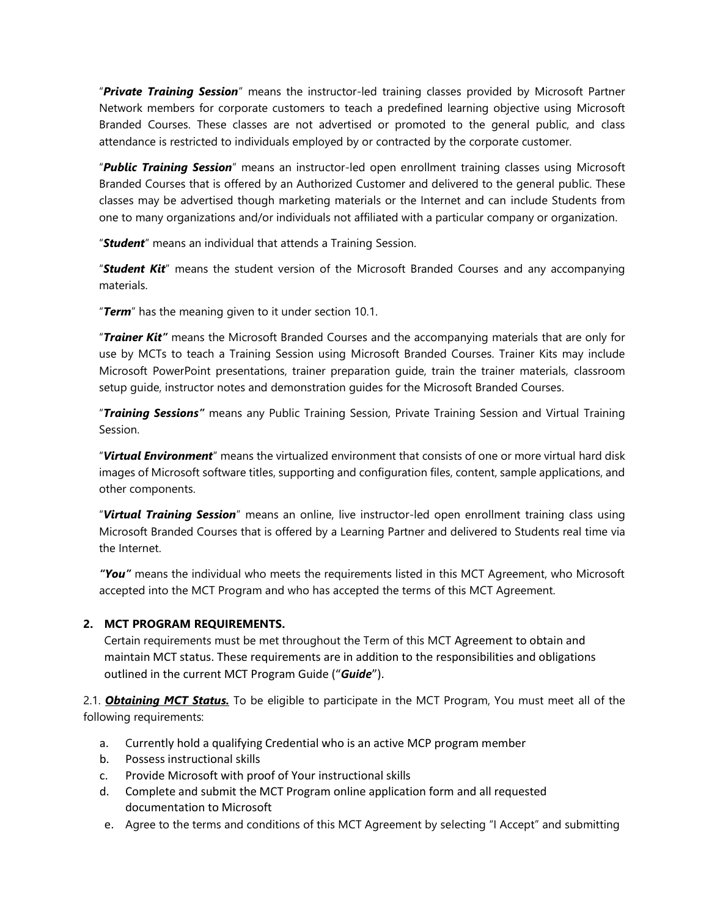"***Private Training Session***" means the instructor-led training classes provided by Microsoft Partner Network members for corporate customers to teach a predefined learning objective using Microsoft Branded Courses. These classes are not advertised or promoted to the general public, and class attendance is restricted to individuals employed by or contracted by the corporate customer.

"***Public Training Session***" means an instructor-led open enrollment training classes using Microsoft Branded Courses that is offered by an Authorized Customer and delivered to the general public. These classes may be advertised though marketing materials or the Internet and can include Students from one to many organizations and/or individuals not affiliated with a particular company or organization.

"***Student***" means an individual that attends a Training Session.

"***Student Kit***" means the student version of the Microsoft Branded Courses and any accompanying materials.

"***Term***" has the meaning given to it under section 10.1.

"***Trainer Kit"*** means the Microsoft Branded Courses and the accompanying materials that are only for use by MCTs to teach a Training Session using Microsoft Branded Courses. Trainer Kits may include Microsoft PowerPoint presentations, trainer preparation guide, train the trainer materials, classroom setup guide, instructor notes and demonstration guides for the Microsoft Branded Courses.

"***Training Sessions"*** means any Public Training Session, Private Training Session and Virtual Training Session.

"***Virtual Environment***" means the virtualized environment that consists of one or more virtual hard disk images of Microsoft software titles, supporting and configuration files, content, sample applications, and other components.

"***Virtual Training Session***" means an online, live instructor-led open enrollment training class using Microsoft Branded Courses that is offered by a Learning Partner and delivered to Students real time via the Internet.

***"You"*** means the individual who meets the requirements listed in this MCT Agreement, who Microsoft accepted into the MCT Program and who has accepted the terms of this MCT Agreement.

## 2. MCT PROGRAM REQUIREMENTS.

Certain requirements must be met throughout the Term of this MCT Agreement to obtain and maintain MCT status. These requirements are in addition to the responsibilities and obligations outlined in the current MCT Program Guide ("***Guide***").

2.1. ***Obtaining MCT Status.*** To be eligible to participate in the MCT Program, You must meet all of the following requirements:

a. Currently hold a qualifying Credential who is an active MCP program member
b. Possess instructional skills
c. Provide Microsoft with proof of Your instructional skills
d. Complete and submit the MCT Program online application form and all requested documentation to Microsoft
e. Agree to the terms and conditions of this MCT Agreement by selecting "I Accept" and submitting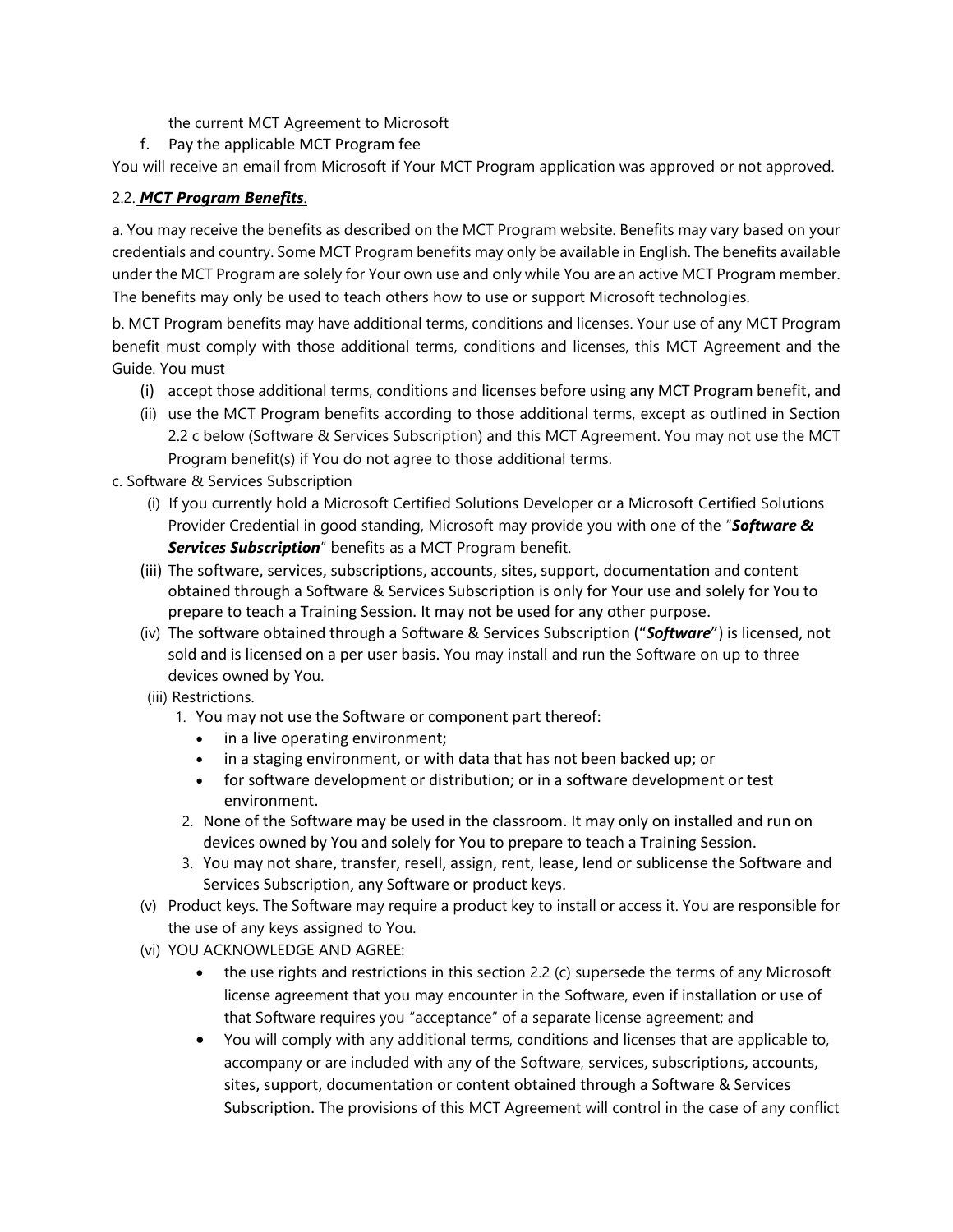the current MCT Agreement to Microsoft

f. Pay the applicable MCT Program fee

You will receive an email from Microsoft if Your MCT Program application was approved or not approved.

2.2. ***MCT Program Benefits***.

a. You may receive the benefits as described on the MCT Program website. Benefits may vary based on your credentials and country. Some MCT Program benefits may only be available in English. The benefits available under the MCT Program are solely for Your own use and only while You are an active MCT Program member. The benefits may only be used to teach others how to use or support Microsoft technologies.

b. MCT Program benefits may have additional terms, conditions and licenses. Your use of any MCT Program benefit must comply with those additional terms, conditions and licenses, this MCT Agreement and the Guide. You must

(i) accept those additional terms, conditions and licenses before using any MCT Program benefit, and

(ii) use the MCT Program benefits according to those additional terms, except as outlined in Section 2.2 c below (Software & Services Subscription) and this MCT Agreement. You may not use the MCT Program benefit(s) if You do not agree to those additional terms.

c. Software & Services Subscription

(i) If you currently hold a Microsoft Certified Solutions Developer or a Microsoft Certified Solutions Provider Credential in good standing, Microsoft may provide you with one of the "***Software & Services Subscription***" benefits as a MCT Program benefit.

(iii) The software, services, subscriptions, accounts, sites, support, documentation and content obtained through a Software & Services Subscription is only for Your use and solely for You to prepare to teach a Training Session. It may not be used for any other purpose.

(iv) The software obtained through a Software & Services Subscription ("***Software***") is licensed, not sold and is licensed on a per user basis. You may install and run the Software on up to three devices owned by You.

(iii) Restrictions.

1. You may not use the Software or component part thereof:
   - in a live operating environment;
   - in a staging environment, or with data that has not been backed up; or
   - for software development or distribution; or in a software development or test environment.
2. None of the Software may be used in the classroom. It may only on installed and run on devices owned by You and solely for You to prepare to teach a Training Session.
3. You may not share, transfer, resell, assign, rent, lease, lend or sublicense the Software and Services Subscription, any Software or product keys.

(v) Product keys. The Software may require a product key to install or access it. You are responsible for the use of any keys assigned to You.

(vi) YOU ACKNOWLEDGE AND AGREE:

- the use rights and restrictions in this section 2.2 (c) supersede the terms of any Microsoft license agreement that you may encounter in the Software, even if installation or use of that Software requires you "acceptance" of a separate license agreement; and
- You will comply with any additional terms, conditions and licenses that are applicable to, accompany or are included with any of the Software, services, subscriptions, accounts, sites, support, documentation or content obtained through a Software & Services Subscription. The provisions of this MCT Agreement will control in the case of any conflict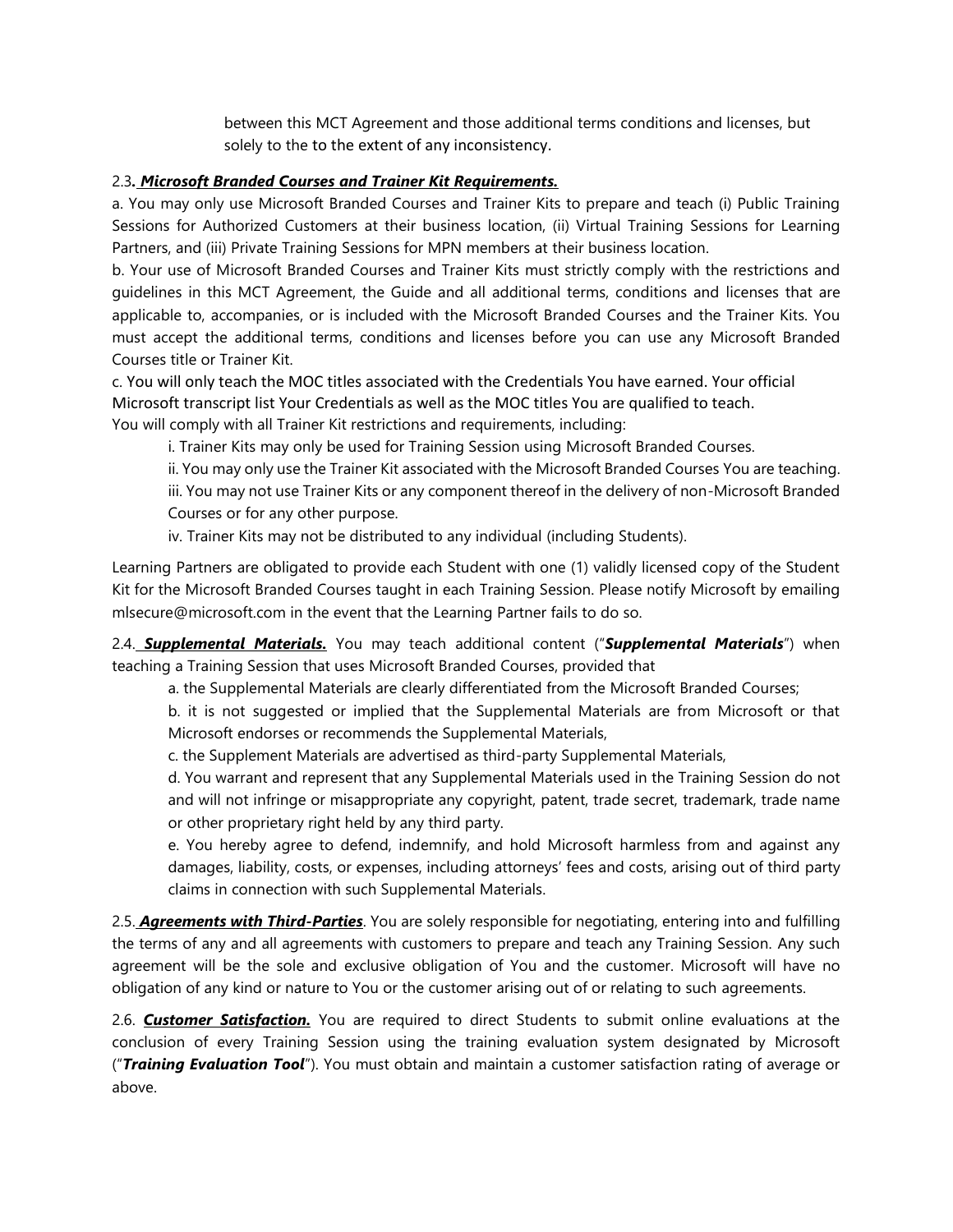between this MCT Agreement and those additional terms conditions and licenses, but solely to the to the extent of any inconsistency.

2.3. ***Microsoft Branded Courses and Trainer Kit Requirements.***

a. You may only use Microsoft Branded Courses and Trainer Kits to prepare and teach (i) Public Training Sessions for Authorized Customers at their business location, (ii) Virtual Training Sessions for Learning Partners, and (iii) Private Training Sessions for MPN members at their business location.

b. Your use of Microsoft Branded Courses and Trainer Kits must strictly comply with the restrictions and guidelines in this MCT Agreement, the Guide and all additional terms, conditions and licenses that are applicable to, accompanies, or is included with the Microsoft Branded Courses and the Trainer Kits. You must accept the additional terms, conditions and licenses before you can use any Microsoft Branded Courses title or Trainer Kit.

c. You will only teach the MOC titles associated with the Credentials You have earned. Your official Microsoft transcript list Your Credentials as well as the MOC titles You are qualified to teach.
You will comply with all Trainer Kit restrictions and requirements, including:

i. Trainer Kits may only be used for Training Session using Microsoft Branded Courses.

ii. You may only use the Trainer Kit associated with the Microsoft Branded Courses You are teaching.

iii. You may not use Trainer Kits or any component thereof in the delivery of non-Microsoft Branded Courses or for any other purpose.

iv. Trainer Kits may not be distributed to any individual (including Students).

Learning Partners are obligated to provide each Student with one (1) validly licensed copy of the Student Kit for the Microsoft Branded Courses taught in each Training Session. Please notify Microsoft by emailing mlsecure@microsoft.com in the event that the Learning Partner fails to do so.

2.4. ***Supplemental Materials.*** You may teach additional content ("***Supplemental Materials***") when teaching a Training Session that uses Microsoft Branded Courses, provided that

a. the Supplemental Materials are clearly differentiated from the Microsoft Branded Courses;

b. it is not suggested or implied that the Supplemental Materials are from Microsoft or that Microsoft endorses or recommends the Supplemental Materials,

c. the Supplement Materials are advertised as third-party Supplemental Materials,

d. You warrant and represent that any Supplemental Materials used in the Training Session do not and will not infringe or misappropriate any copyright, patent, trade secret, trademark, trade name or other proprietary right held by any third party.

e. You hereby agree to defend, indemnify, and hold Microsoft harmless from and against any damages, liability, costs, or expenses, including attorneys' fees and costs, arising out of third party claims in connection with such Supplemental Materials.

2.5. ***Agreements with Third-Parties***. You are solely responsible for negotiating, entering into and fulfilling the terms of any and all agreements with customers to prepare and teach any Training Session. Any such agreement will be the sole and exclusive obligation of You and the customer. Microsoft will have no obligation of any kind or nature to You or the customer arising out of or relating to such agreements.

2.6. ***Customer Satisfaction.*** You are required to direct Students to submit online evaluations at the conclusion of every Training Session using the training evaluation system designated by Microsoft ("***Training Evaluation Tool***"). You must obtain and maintain a customer satisfaction rating of average or above.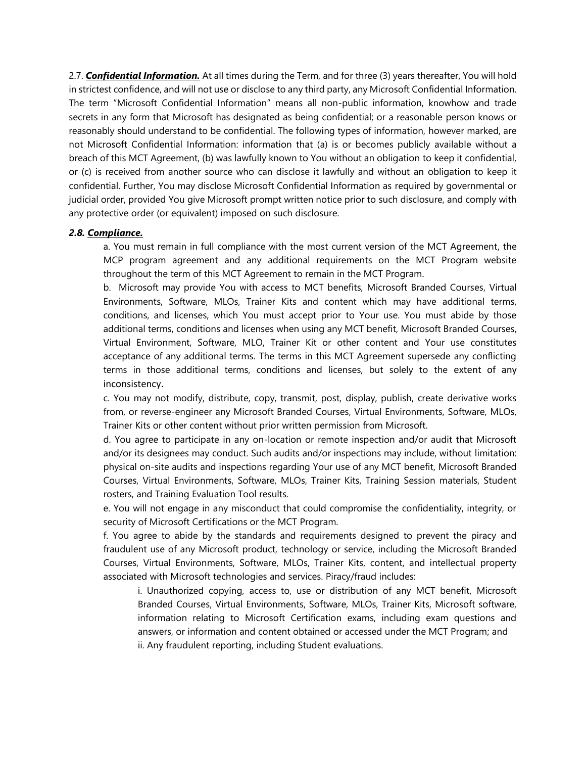2.7. ***Confidential Information.*** At all times during the Term, and for three (3) years thereafter, You will hold in strictest confidence, and will not use or disclose to any third party, any Microsoft Confidential Information. The term "Microsoft Confidential Information" means all non-public information, knowhow and trade secrets in any form that Microsoft has designated as being confidential; or a reasonable person knows or reasonably should understand to be confidential. The following types of information, however marked, are not Microsoft Confidential Information: information that (a) is or becomes publicly available without a breach of this MCT Agreement, (b) was lawfully known to You without an obligation to keep it confidential, or (c) is received from another source who can disclose it lawfully and without an obligation to keep it confidential. Further, You may disclose Microsoft Confidential Information as required by governmental or judicial order, provided You give Microsoft prompt written notice prior to such disclosure, and comply with any protective order (or equivalent) imposed on such disclosure.

***2.8. Compliance.***

a. You must remain in full compliance with the most current version of the MCT Agreement, the MCP program agreement and any additional requirements on the MCT Program website throughout the term of this MCT Agreement to remain in the MCT Program.

b. Microsoft may provide You with access to MCT benefits, Microsoft Branded Courses, Virtual Environments, Software, MLOs, Trainer Kits and content which may have additional terms, conditions, and licenses, which You must accept prior to Your use. You must abide by those additional terms, conditions and licenses when using any MCT benefit, Microsoft Branded Courses, Virtual Environment, Software, MLO, Trainer Kit or other content and Your use constitutes acceptance of any additional terms. The terms in this MCT Agreement supersede any conflicting terms in those additional terms, conditions and licenses, but solely to the extent of any inconsistency.

c. You may not modify, distribute, copy, transmit, post, display, publish, create derivative works from, or reverse-engineer any Microsoft Branded Courses, Virtual Environments, Software, MLOs, Trainer Kits or other content without prior written permission from Microsoft.

d. You agree to participate in any on-location or remote inspection and/or audit that Microsoft and/or its designees may conduct. Such audits and/or inspections may include, without limitation: physical on-site audits and inspections regarding Your use of any MCT benefit, Microsoft Branded Courses, Virtual Environments, Software, MLOs, Trainer Kits, Training Session materials, Student rosters, and Training Evaluation Tool results.

e. You will not engage in any misconduct that could compromise the confidentiality, integrity, or security of Microsoft Certifications or the MCT Program.

f. You agree to abide by the standards and requirements designed to prevent the piracy and fraudulent use of any Microsoft product, technology or service, including the Microsoft Branded Courses, Virtual Environments, Software, MLOs, Trainer Kits, content, and intellectual property associated with Microsoft technologies and services. Piracy/fraud includes:

i. Unauthorized copying, access to, use or distribution of any MCT benefit, Microsoft Branded Courses, Virtual Environments, Software, MLOs, Trainer Kits, Microsoft software, information relating to Microsoft Certification exams, including exam questions and answers, or information and content obtained or accessed under the MCT Program; and

ii. Any fraudulent reporting, including Student evaluations.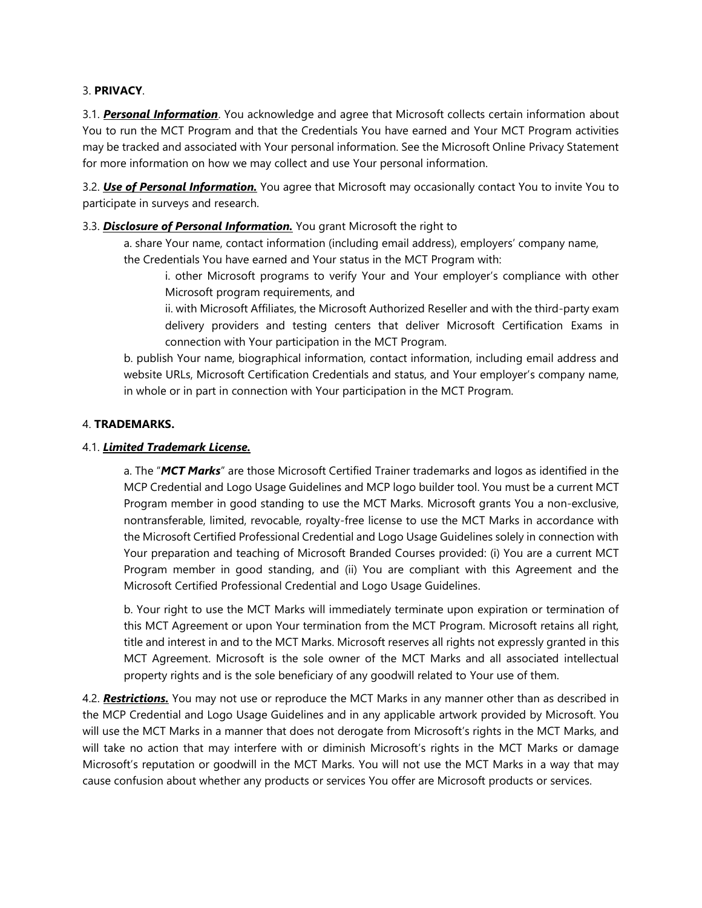3. **PRIVACY**.

3.1. ***Personal Information***. You acknowledge and agree that Microsoft collects certain information about You to run the MCT Program and that the Credentials You have earned and Your MCT Program activities may be tracked and associated with Your personal information. See the Microsoft Online Privacy Statement for more information on how we may collect and use Your personal information.

3.2. ***Use of Personal Information.*** You agree that Microsoft may occasionally contact You to invite You to participate in surveys and research.

3.3. ***Disclosure of Personal Information.*** You grant Microsoft the right to

a. share Your name, contact information (including email address), employers' company name, the Credentials You have earned and Your status in the MCT Program with:

i. other Microsoft programs to verify Your and Your employer's compliance with other Microsoft program requirements, and

ii. with Microsoft Affiliates, the Microsoft Authorized Reseller and with the third-party exam delivery providers and testing centers that deliver Microsoft Certification Exams in connection with Your participation in the MCT Program.

b. publish Your name, biographical information, contact information, including email address and website URLs, Microsoft Certification Credentials and status, and Your employer's company name, in whole or in part in connection with Your participation in the MCT Program.

4. **TRADEMARKS.**

4.1. ***Limited Trademark License.***

a. The "***MCT Marks***" are those Microsoft Certified Trainer trademarks and logos as identified in the MCP Credential and Logo Usage Guidelines and MCP logo builder tool. You must be a current MCT Program member in good standing to use the MCT Marks. Microsoft grants You a non-exclusive, nontransferable, limited, revocable, royalty-free license to use the MCT Marks in accordance with the Microsoft Certified Professional Credential and Logo Usage Guidelines solely in connection with Your preparation and teaching of Microsoft Branded Courses provided: (i) You are a current MCT Program member in good standing, and (ii) You are compliant with this Agreement and the Microsoft Certified Professional Credential and Logo Usage Guidelines.

b. Your right to use the MCT Marks will immediately terminate upon expiration or termination of this MCT Agreement or upon Your termination from the MCT Program. Microsoft retains all right, title and interest in and to the MCT Marks. Microsoft reserves all rights not expressly granted in this MCT Agreement. Microsoft is the sole owner of the MCT Marks and all associated intellectual property rights and is the sole beneficiary of any goodwill related to Your use of them.

4.2. ***Restrictions.*** You may not use or reproduce the MCT Marks in any manner other than as described in the MCP Credential and Logo Usage Guidelines and in any applicable artwork provided by Microsoft. You will use the MCT Marks in a manner that does not derogate from Microsoft's rights in the MCT Marks, and will take no action that may interfere with or diminish Microsoft's rights in the MCT Marks or damage Microsoft's reputation or goodwill in the MCT Marks. You will not use the MCT Marks in a way that may cause confusion about whether any products or services You offer are Microsoft products or services.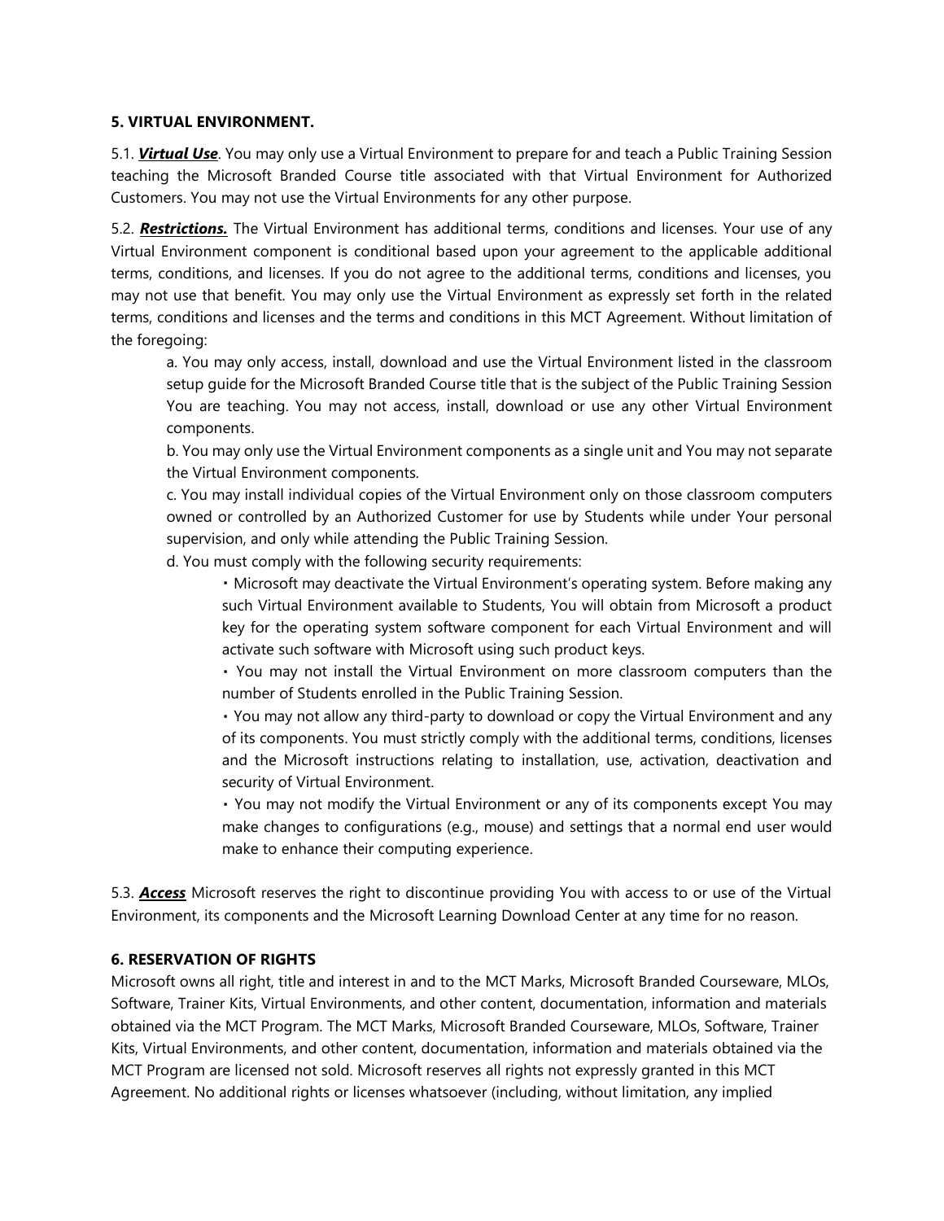**5. VIRTUAL ENVIRONMENT.**

5.1. ***Virtual Use***. You may only use a Virtual Environment to prepare for and teach a Public Training Session teaching the Microsoft Branded Course title associated with that Virtual Environment for Authorized Customers. You may not use the Virtual Environments for any other purpose.

5.2. ***Restrictions.*** The Virtual Environment has additional terms, conditions and licenses. Your use of any Virtual Environment component is conditional based upon your agreement to the applicable additional terms, conditions, and licenses. If you do not agree to the additional terms, conditions and licenses, you may not use that benefit. You may only use the Virtual Environment as expressly set forth in the related terms, conditions and licenses and the terms and conditions in this MCT Agreement. Without limitation of the foregoing:

> a. You may only access, install, download and use the Virtual Environment listed in the classroom setup guide for the Microsoft Branded Course title that is the subject of the Public Training Session You are teaching. You may not access, install, download or use any other Virtual Environment components.
>
> b. You may only use the Virtual Environment components as a single unit and You may not separate the Virtual Environment components.
>
> c. You may install individual copies of the Virtual Environment only on those classroom computers owned or controlled by an Authorized Customer for use by Students while under Your personal supervision, and only while attending the Public Training Session.
>
> d. You must comply with the following security requirements:
>
> - Microsoft may deactivate the Virtual Environment's operating system. Before making any such Virtual Environment available to Students, You will obtain from Microsoft a product key for the operating system software component for each Virtual Environment and will activate such software with Microsoft using such product keys.
> - You may not install the Virtual Environment on more classroom computers than the number of Students enrolled in the Public Training Session.
> - You may not allow any third-party to download or copy the Virtual Environment and any of its components. You must strictly comply with the additional terms, conditions, licenses and the Microsoft instructions relating to installation, use, activation, deactivation and security of Virtual Environment.
> - You may not modify the Virtual Environment or any of its components except You may make changes to configurations (e.g., mouse) and settings that a normal end user would make to enhance their computing experience.

5.3. ***Access*** Microsoft reserves the right to discontinue providing You with access to or use of the Virtual Environment, its components and the Microsoft Learning Download Center at any time for no reason.

**6. RESERVATION OF RIGHTS**

Microsoft owns all right, title and interest in and to the MCT Marks, Microsoft Branded Courseware, MLOs, Software, Trainer Kits, Virtual Environments, and other content, documentation, information and materials obtained via the MCT Program. The MCT Marks, Microsoft Branded Courseware, MLOs, Software, Trainer Kits, Virtual Environments, and other content, documentation, information and materials obtained via the MCT Program are licensed not sold. Microsoft reserves all rights not expressly granted in this MCT Agreement. No additional rights or licenses whatsoever (including, without limitation, any implied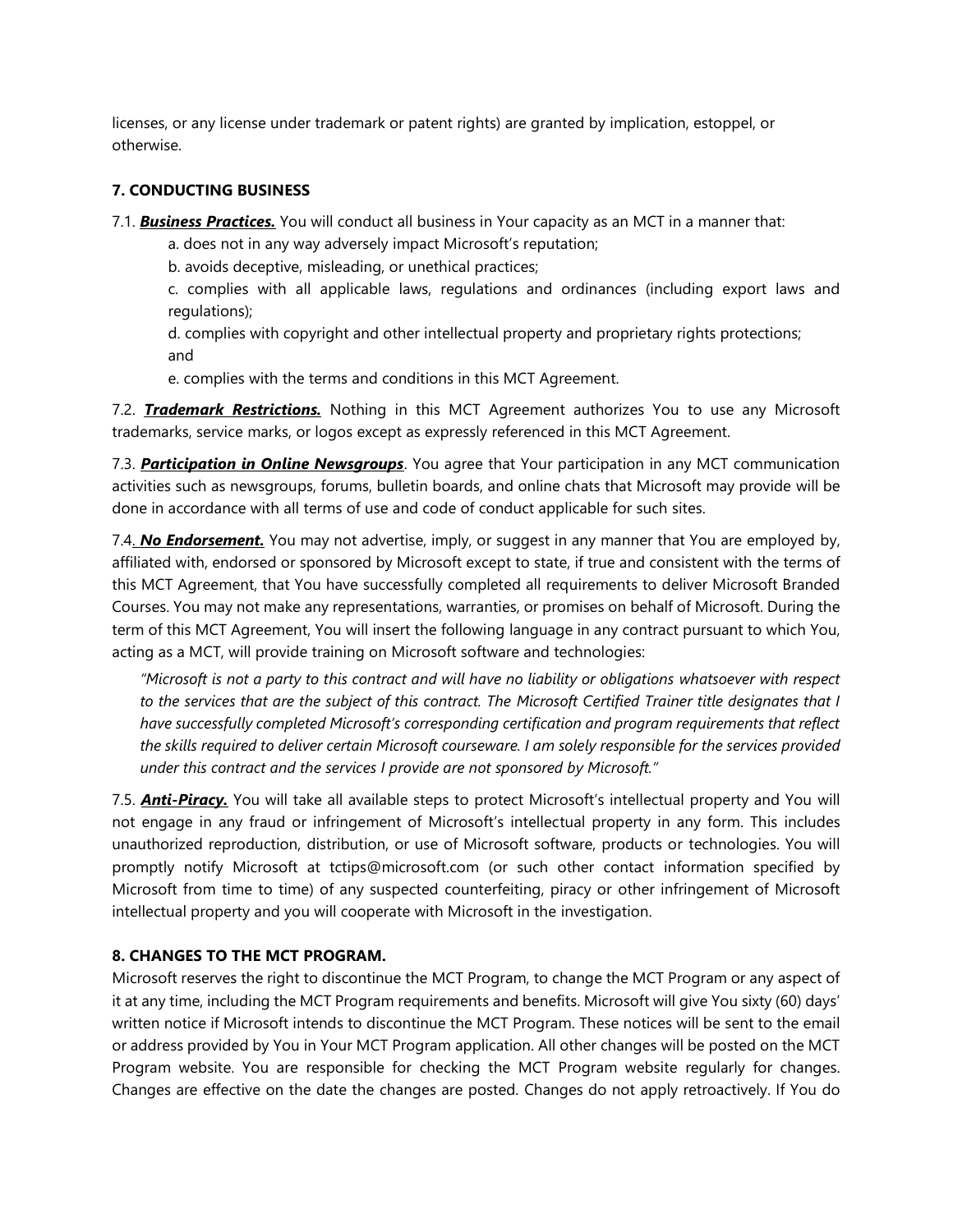licenses, or any license under trademark or patent rights) are granted by implication, estoppel, or otherwise.

### 7. CONDUCTING BUSINESS

7.1. ***Business Practices.*** You will conduct all business in Your capacity as an MCT in a manner that:

a. does not in any way adversely impact Microsoft's reputation;

b. avoids deceptive, misleading, or unethical practices;

c. complies with all applicable laws, regulations and ordinances (including export laws and regulations);

d. complies with copyright and other intellectual property and proprietary rights protections; and

e. complies with the terms and conditions in this MCT Agreement.

7.2. ***Trademark Restrictions.*** Nothing in this MCT Agreement authorizes You to use any Microsoft trademarks, service marks, or logos except as expressly referenced in this MCT Agreement.

7.3. ***Participation in Online Newsgroups***. You agree that Your participation in any MCT communication activities such as newsgroups, forums, bulletin boards, and online chats that Microsoft may provide will be done in accordance with all terms of use and code of conduct applicable for such sites.

7.4. ***No Endorsement.*** You may not advertise, imply, or suggest in any manner that You are employed by, affiliated with, endorsed or sponsored by Microsoft except to state, if true and consistent with the terms of this MCT Agreement, that You have successfully completed all requirements to deliver Microsoft Branded Courses. You may not make any representations, warranties, or promises on behalf of Microsoft. During the term of this MCT Agreement, You will insert the following language in any contract pursuant to which You, acting as a MCT, will provide training on Microsoft software and technologies:

> *"Microsoft is not a party to this contract and will have no liability or obligations whatsoever with respect to the services that are the subject of this contract. The Microsoft Certified Trainer title designates that I have successfully completed Microsoft's corresponding certification and program requirements that reflect the skills required to deliver certain Microsoft courseware. I am solely responsible for the services provided under this contract and the services I provide are not sponsored by Microsoft."*

7.5. ***Anti-Piracy.*** You will take all available steps to protect Microsoft's intellectual property and You will not engage in any fraud or infringement of Microsoft's intellectual property in any form. This includes unauthorized reproduction, distribution, or use of Microsoft software, products or technologies. You will promptly notify Microsoft at tctips@microsoft.com (or such other contact information specified by Microsoft from time to time) of any suspected counterfeiting, piracy or other infringement of Microsoft intellectual property and you will cooperate with Microsoft in the investigation.

### 8. CHANGES TO THE MCT PROGRAM.

Microsoft reserves the right to discontinue the MCT Program, to change the MCT Program or any aspect of it at any time, including the MCT Program requirements and benefits. Microsoft will give You sixty (60) days' written notice if Microsoft intends to discontinue the MCT Program. These notices will be sent to the email or address provided by You in Your MCT Program application. All other changes will be posted on the MCT Program website. You are responsible for checking the MCT Program website regularly for changes. Changes are effective on the date the changes are posted. Changes do not apply retroactively. If You do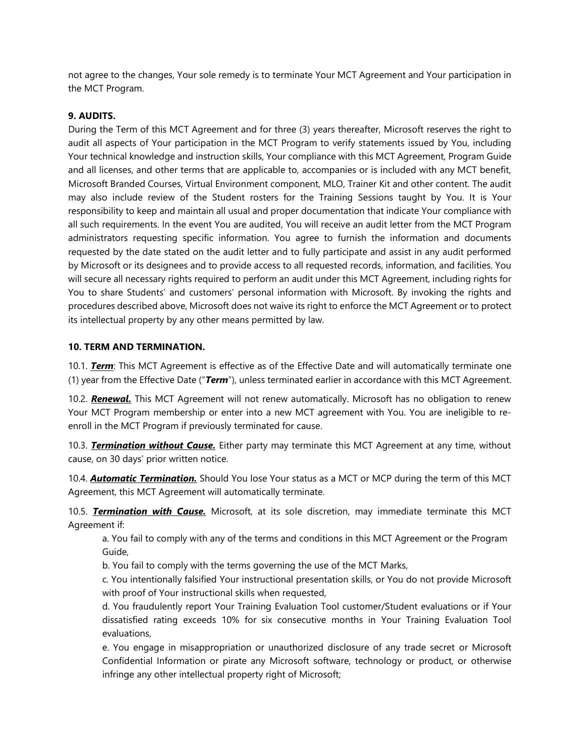not agree to the changes, Your sole remedy is to terminate Your MCT Agreement and Your participation in the MCT Program.

### 9. AUDITS.

During the Term of this MCT Agreement and for three (3) years thereafter, Microsoft reserves the right to audit all aspects of Your participation in the MCT Program to verify statements issued by You, including Your technical knowledge and instruction skills, Your compliance with this MCT Agreement, Program Guide and all licenses, and other terms that are applicable to, accompanies or is included with any MCT benefit, Microsoft Branded Courses, Virtual Environment component, MLO, Trainer Kit and other content. The audit may also include review of the Student rosters for the Training Sessions taught by You. It is Your responsibility to keep and maintain all usual and proper documentation that indicate Your compliance with all such requirements. In the event You are audited, You will receive an audit letter from the MCT Program administrators requesting specific information. You agree to furnish the information and documents requested by the date stated on the audit letter and to fully participate and assist in any audit performed by Microsoft or its designees and to provide access to all requested records, information, and facilities. You will secure all necessary rights required to perform an audit under this MCT Agreement, including rights for You to share Students' and customers' personal information with Microsoft. By invoking the rights and procedures described above, Microsoft does not waive its right to enforce the MCT Agreement or to protect its intellectual property by any other means permitted by law.

### 10. TERM AND TERMINATION.

10.1. ***Term***: This MCT Agreement is effective as of the Effective Date and will automatically terminate one (1) year from the Effective Date ("***Term***"), unless terminated earlier in accordance with this MCT Agreement.

10.2. ***Renewal.*** This MCT Agreement will not renew automatically. Microsoft has no obligation to renew Your MCT Program membership or enter into a new MCT agreement with You. You are ineligible to re-enroll in the MCT Program if previously terminated for cause.

10.3. ***Termination without Cause.*** Either party may terminate this MCT Agreement at any time, without cause, on 30 days' prior written notice.

10.4. ***Automatic Termination.*** Should You lose Your status as a MCT or MCP during the term of this MCT Agreement, this MCT Agreement will automatically terminate.

10.5. ***Termination with Cause.*** Microsoft, at its sole discretion, may immediate terminate this MCT Agreement if:

a. You fail to comply with any of the terms and conditions in this MCT Agreement or the Program Guide,

b. You fail to comply with the terms governing the use of the MCT Marks,

c. You intentionally falsified Your instructional presentation skills, or You do not provide Microsoft with proof of Your instructional skills when requested,

d. You fraudulently report Your Training Evaluation Tool customer/Student evaluations or if Your dissatisfied rating exceeds 10% for six consecutive months in Your Training Evaluation Tool evaluations,

e. You engage in misappropriation or unauthorized disclosure of any trade secret or Microsoft Confidential Information or pirate any Microsoft software, technology or product, or otherwise infringe any other intellectual property right of Microsoft;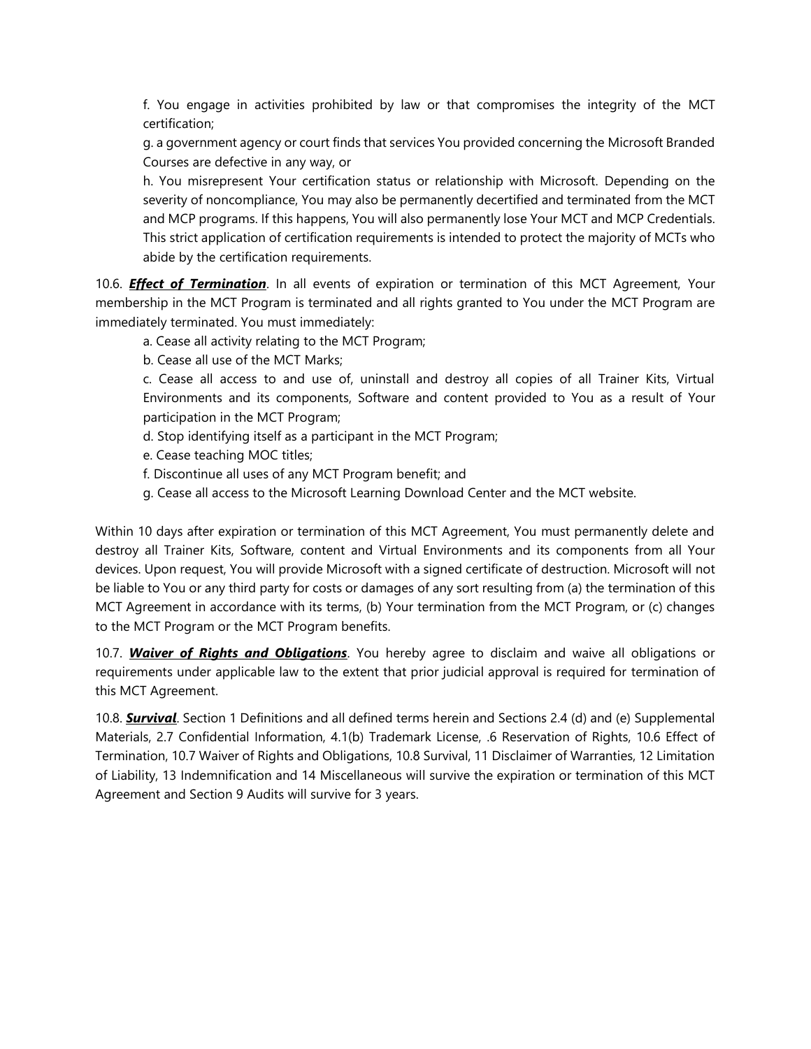f. You engage in activities prohibited by law or that compromises the integrity of the MCT certification;

g. a government agency or court finds that services You provided concerning the Microsoft Branded Courses are defective in any way, or

h. You misrepresent Your certification status or relationship with Microsoft. Depending on the severity of noncompliance, You may also be permanently decertified and terminated from the MCT and MCP programs. If this happens, You will also permanently lose Your MCT and MCP Credentials. This strict application of certification requirements is intended to protect the majority of MCTs who abide by the certification requirements.

10.6. ***Effect of Termination***. In all events of expiration or termination of this MCT Agreement, Your membership in the MCT Program is terminated and all rights granted to You under the MCT Program are immediately terminated. You must immediately:

a. Cease all activity relating to the MCT Program;

b. Cease all use of the MCT Marks;

c. Cease all access to and use of, uninstall and destroy all copies of all Trainer Kits, Virtual Environments and its components, Software and content provided to You as a result of Your participation in the MCT Program;

d. Stop identifying itself as a participant in the MCT Program;

e. Cease teaching MOC titles;

f. Discontinue all uses of any MCT Program benefit; and

g. Cease all access to the Microsoft Learning Download Center and the MCT website.

Within 10 days after expiration or termination of this MCT Agreement, You must permanently delete and destroy all Trainer Kits, Software, content and Virtual Environments and its components from all Your devices. Upon request, You will provide Microsoft with a signed certificate of destruction. Microsoft will not be liable to You or any third party for costs or damages of any sort resulting from (a) the termination of this MCT Agreement in accordance with its terms, (b) Your termination from the MCT Program, or (c) changes to the MCT Program or the MCT Program benefits.

10.7. ***Waiver of Rights and Obligations***. You hereby agree to disclaim and waive all obligations or requirements under applicable law to the extent that prior judicial approval is required for termination of this MCT Agreement.

10.8. ***Survival***. Section 1 Definitions and all defined terms herein and Sections 2.4 (d) and (e) Supplemental Materials, 2.7 Confidential Information, 4.1(b) Trademark License, .6 Reservation of Rights, 10.6 Effect of Termination, 10.7 Waiver of Rights and Obligations, 10.8 Survival, 11 Disclaimer of Warranties, 12 Limitation of Liability, 13 Indemnification and 14 Miscellaneous will survive the expiration or termination of this MCT Agreement and Section 9 Audits will survive for 3 years.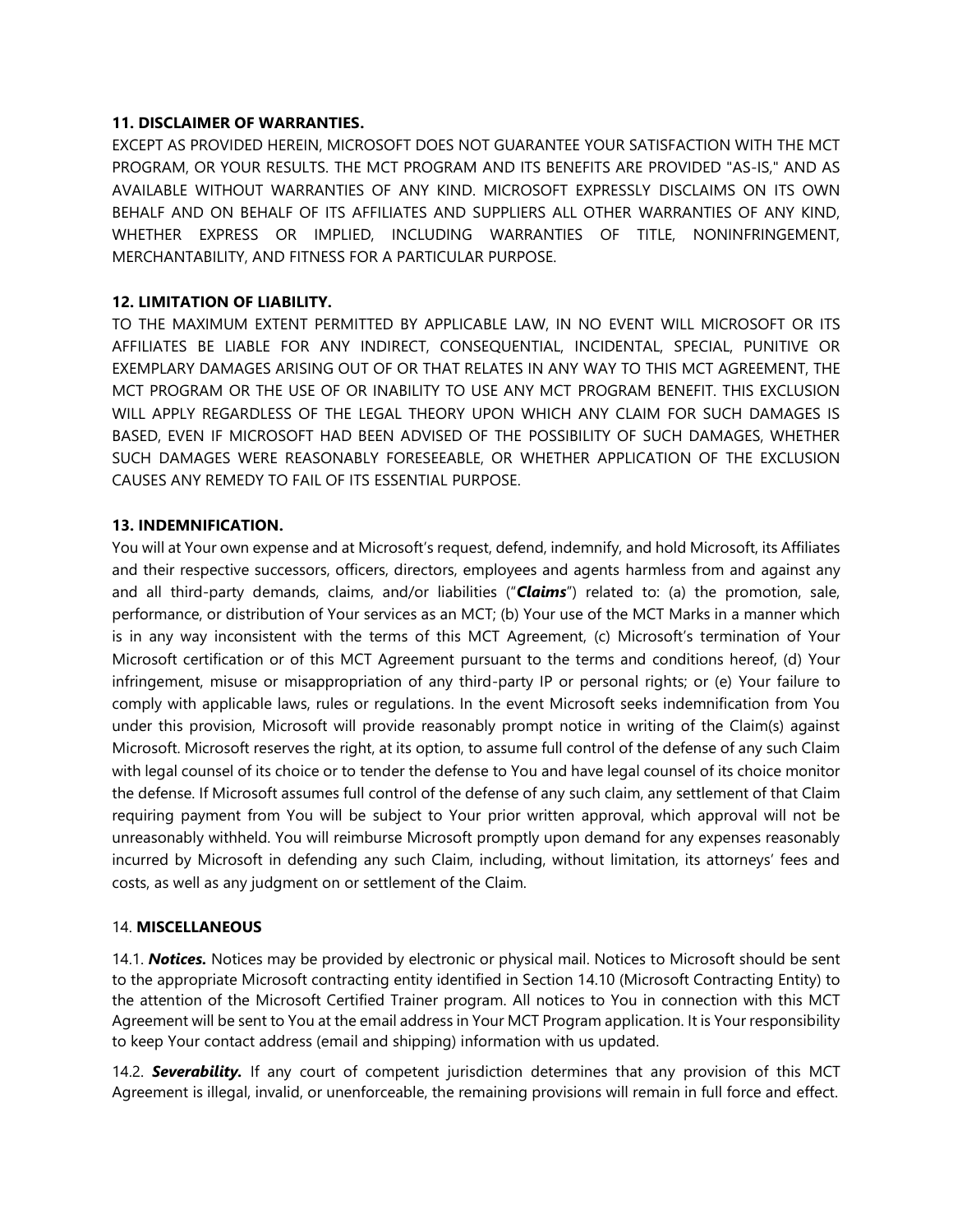### 11. DISCLAIMER OF WARRANTIES.

EXCEPT AS PROVIDED HEREIN, MICROSOFT DOES NOT GUARANTEE YOUR SATISFACTION WITH THE MCT PROGRAM, OR YOUR RESULTS. THE MCT PROGRAM AND ITS BENEFITS ARE PROVIDED "AS-IS," AND AS AVAILABLE WITHOUT WARRANTIES OF ANY KIND. MICROSOFT EXPRESSLY DISCLAIMS ON ITS OWN BEHALF AND ON BEHALF OF ITS AFFILIATES AND SUPPLIERS ALL OTHER WARRANTIES OF ANY KIND, WHETHER EXPRESS OR IMPLIED, INCLUDING WARRANTIES OF TITLE, NONINFRINGEMENT, MERCHANTABILITY, AND FITNESS FOR A PARTICULAR PURPOSE.

### 12. LIMITATION OF LIABILITY.

TO THE MAXIMUM EXTENT PERMITTED BY APPLICABLE LAW, IN NO EVENT WILL MICROSOFT OR ITS AFFILIATES BE LIABLE FOR ANY INDIRECT, CONSEQUENTIAL, INCIDENTAL, SPECIAL, PUNITIVE OR EXEMPLARY DAMAGES ARISING OUT OF OR THAT RELATES IN ANY WAY TO THIS MCT AGREEMENT, THE MCT PROGRAM OR THE USE OF OR INABILITY TO USE ANY MCT PROGRAM BENEFIT. THIS EXCLUSION WILL APPLY REGARDLESS OF THE LEGAL THEORY UPON WHICH ANY CLAIM FOR SUCH DAMAGES IS BASED, EVEN IF MICROSOFT HAD BEEN ADVISED OF THE POSSIBILITY OF SUCH DAMAGES, WHETHER SUCH DAMAGES WERE REASONABLY FORESEEABLE, OR WHETHER APPLICATION OF THE EXCLUSION CAUSES ANY REMEDY TO FAIL OF ITS ESSENTIAL PURPOSE.

### 13. INDEMNIFICATION.

You will at Your own expense and at Microsoft's request, defend, indemnify, and hold Microsoft, its Affiliates and their respective successors, officers, directors, employees and agents harmless from and against any and all third-party demands, claims, and/or liabilities ("***Claims***") related to: (a) the promotion, sale, performance, or distribution of Your services as an MCT; (b) Your use of the MCT Marks in a manner which is in any way inconsistent with the terms of this MCT Agreement, (c) Microsoft's termination of Your Microsoft certification or of this MCT Agreement pursuant to the terms and conditions hereof, (d) Your infringement, misuse or misappropriation of any third-party IP or personal rights; or (e) Your failure to comply with applicable laws, rules or regulations. In the event Microsoft seeks indemnification from You under this provision, Microsoft will provide reasonably prompt notice in writing of the Claim(s) against Microsoft. Microsoft reserves the right, at its option, to assume full control of the defense of any such Claim with legal counsel of its choice or to tender the defense to You and have legal counsel of its choice monitor the defense. If Microsoft assumes full control of the defense of any such claim, any settlement of that Claim requiring payment from You will be subject to Your prior written approval, which approval will not be unreasonably withheld. You will reimburse Microsoft promptly upon demand for any expenses reasonably incurred by Microsoft in defending any such Claim, including, without limitation, its attorneys' fees and costs, as well as any judgment on or settlement of the Claim.

### 14. MISCELLANEOUS

14.1. ***Notices.*** Notices may be provided by electronic or physical mail. Notices to Microsoft should be sent to the appropriate Microsoft contracting entity identified in Section 14.10 (Microsoft Contracting Entity) to the attention of the Microsoft Certified Trainer program. All notices to You in connection with this MCT Agreement will be sent to You at the email address in Your MCT Program application. It is Your responsibility to keep Your contact address (email and shipping) information with us updated.

14.2. ***Severability.*** If any court of competent jurisdiction determines that any provision of this MCT Agreement is illegal, invalid, or unenforceable, the remaining provisions will remain in full force and effect.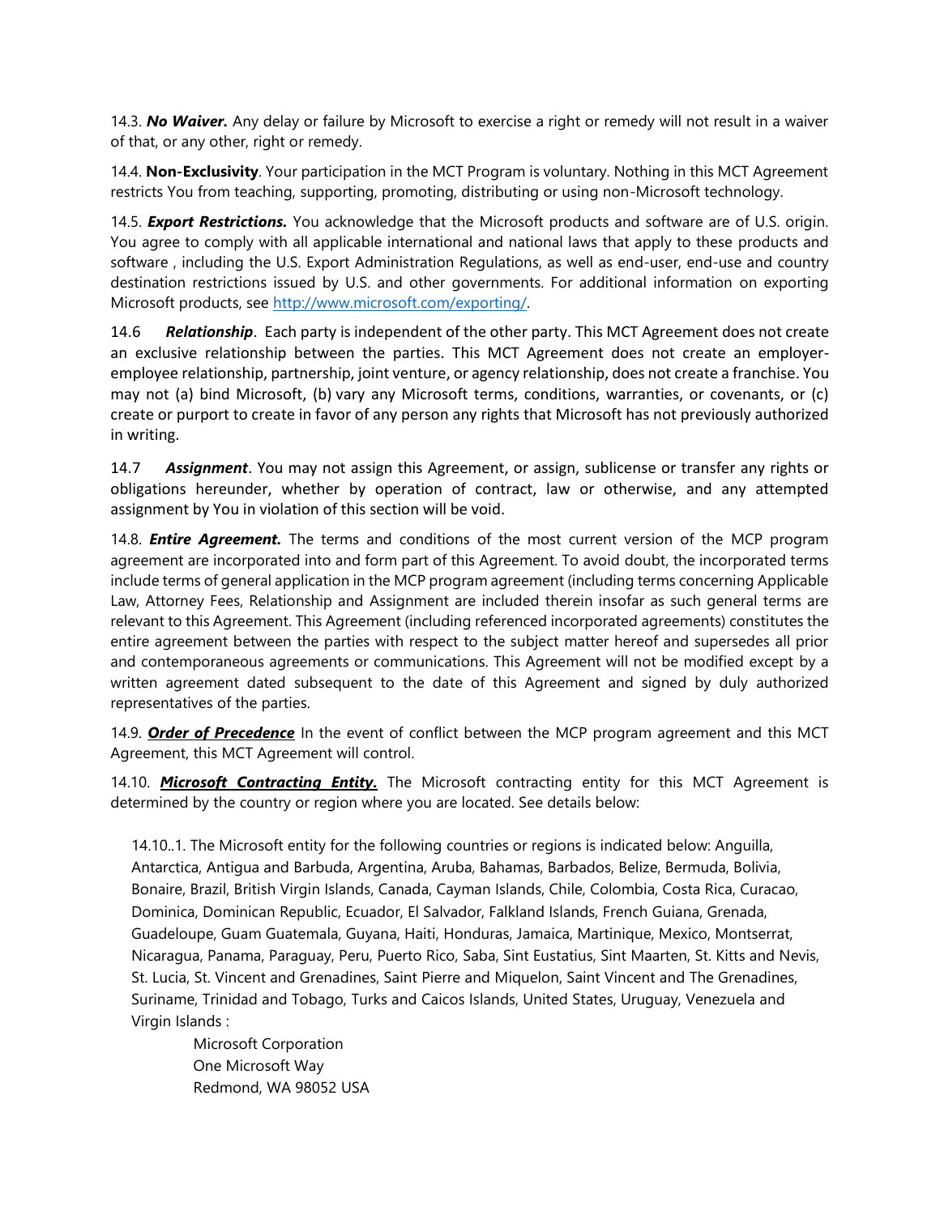14.3. ***No Waiver.*** Any delay or failure by Microsoft to exercise a right or remedy will not result in a waiver of that, or any other, right or remedy.

14.4. **Non-Exclusivity**. Your participation in the MCT Program is voluntary. Nothing in this MCT Agreement restricts You from teaching, supporting, promoting, distributing or using non-Microsoft technology.

14.5. ***Export Restrictions.*** You acknowledge that the Microsoft products and software are of U.S. origin. You agree to comply with all applicable international and national laws that apply to these products and software , including the U.S. Export Administration Regulations, as well as end-user, end-use and country destination restrictions issued by U.S. and other governments. For additional information on exporting Microsoft products, see [http://www.microsoft.com/exporting/](http://www.microsoft.com/exporting/).

14.6 ***Relationship***. Each party is independent of the other party. This MCT Agreement does not create an exclusive relationship between the parties. This MCT Agreement does not create an employer-employee relationship, partnership, joint venture, or agency relationship, does not create a franchise. You may not (a) bind Microsoft, (b) vary any Microsoft terms, conditions, warranties, or covenants, or (c) create or purport to create in favor of any person any rights that Microsoft has not previously authorized in writing.

14.7 ***Assignment***. You may not assign this Agreement, or assign, sublicense or transfer any rights or obligations hereunder, whether by operation of contract, law or otherwise, and any attempted assignment by You in violation of this section will be void.

14.8. ***Entire Agreement.*** The terms and conditions of the most current version of the MCP program agreement are incorporated into and form part of this Agreement. To avoid doubt, the incorporated terms include terms of general application in the MCP program agreement (including terms concerning Applicable Law, Attorney Fees, Relationship and Assignment are included therein insofar as such general terms are relevant to this Agreement. This Agreement (including referenced incorporated agreements) constitutes the entire agreement between the parties with respect to the subject matter hereof and supersedes all prior and contemporaneous agreements or communications. This Agreement will not be modified except by a written agreement dated subsequent to the date of this Agreement and signed by duly authorized representatives of the parties.

14.9. ***<u>Order of Precedence</u>*** In the event of conflict between the MCP program agreement and this MCT Agreement, this MCT Agreement will control.

14.10. ***<u>Microsoft Contracting Entity.</u>*** The Microsoft contracting entity for this MCT Agreement is determined by the country or region where you are located. See details below:

14.10..1. The Microsoft entity for the following countries or regions is indicated below: Anguilla, Antarctica, Antigua and Barbuda, Argentina, Aruba, Bahamas, Barbados, Belize, Bermuda, Bolivia, Bonaire, Brazil, British Virgin Islands, Canada, Cayman Islands, Chile, Colombia, Costa Rica, Curacao, Dominica, Dominican Republic, Ecuador, El Salvador, Falkland Islands, French Guiana, Grenada, Guadeloupe, Guam Guatemala, Guyana, Haiti, Honduras, Jamaica, Martinique, Mexico, Montserrat, Nicaragua, Panama, Paraguay, Peru, Puerto Rico, Saba, Sint Eustatius, Sint Maarten, St. Kitts and Nevis, St. Lucia, St. Vincent and Grenadines, Saint Pierre and Miquelon, Saint Vincent and The Grenadines, Suriname, Trinidad and Tobago, Turks and Caicos Islands, United States, Uruguay, Venezuela and Virgin Islands :

Microsoft Corporation  
One Microsoft Way  
Redmond, WA 98052 USA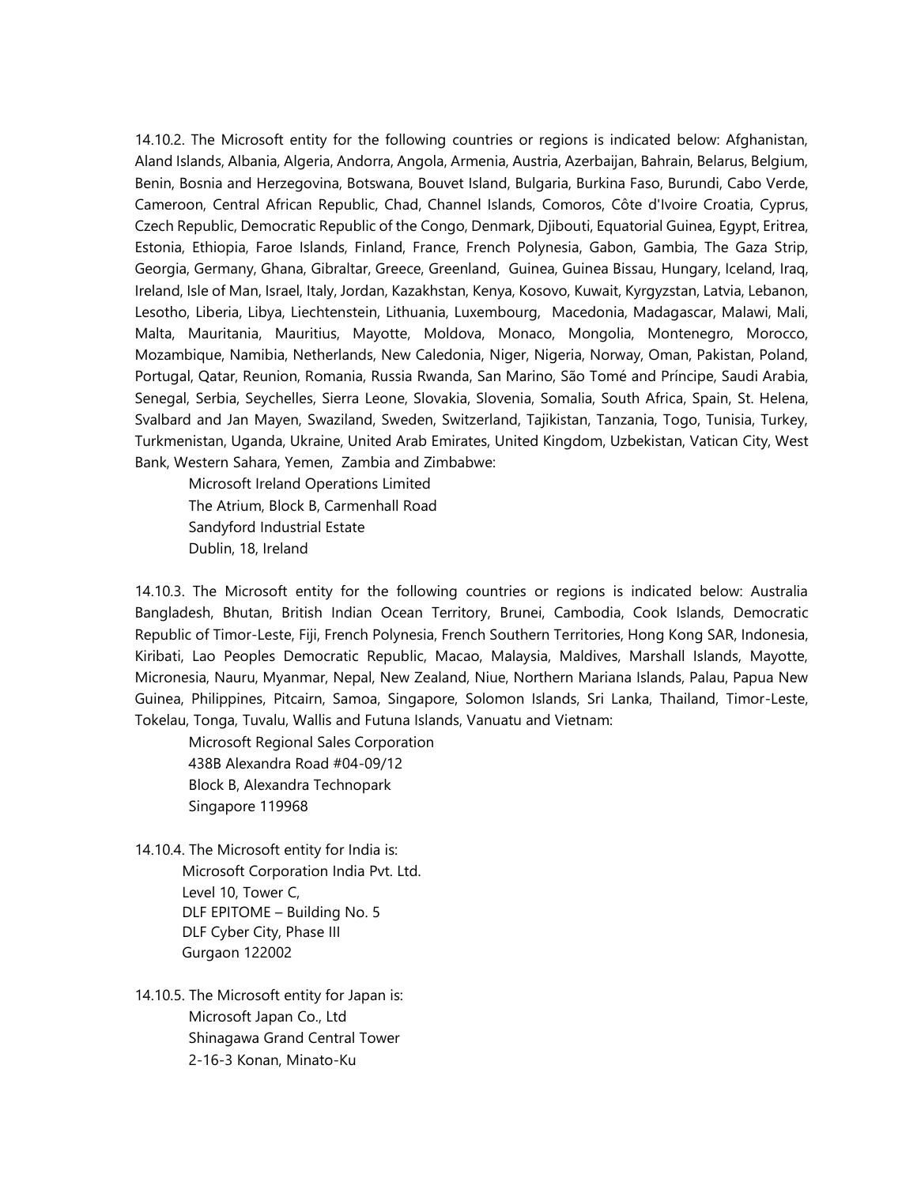14.10.2. The Microsoft entity for the following countries or regions is indicated below: Afghanistan, Aland Islands, Albania, Algeria, Andorra, Angola, Armenia, Austria, Azerbaijan, Bahrain, Belarus, Belgium, Benin, Bosnia and Herzegovina, Botswana, Bouvet Island, Bulgaria, Burkina Faso, Burundi, Cabo Verde, Cameroon, Central African Republic, Chad, Channel Islands, Comoros, Côte d'Ivoire Croatia, Cyprus, Czech Republic, Democratic Republic of the Congo, Denmark, Djibouti, Equatorial Guinea, Egypt, Eritrea, Estonia, Ethiopia, Faroe Islands, Finland, France, French Polynesia, Gabon, Gambia, The Gaza Strip, Georgia, Germany, Ghana, Gibraltar, Greece, Greenland, Guinea, Guinea Bissau, Hungary, Iceland, Iraq, Ireland, Isle of Man, Israel, Italy, Jordan, Kazakhstan, Kenya, Kosovo, Kuwait, Kyrgyzstan, Latvia, Lebanon, Lesotho, Liberia, Libya, Liechtenstein, Lithuania, Luxembourg, Macedonia, Madagascar, Malawi, Mali, Malta, Mauritania, Mauritius, Mayotte, Moldova, Monaco, Mongolia, Montenegro, Morocco, Mozambique, Namibia, Netherlands, New Caledonia, Niger, Nigeria, Norway, Oman, Pakistan, Poland, Portugal, Qatar, Reunion, Romania, Russia Rwanda, San Marino, São Tomé and Príncipe, Saudi Arabia, Senegal, Serbia, Seychelles, Sierra Leone, Slovakia, Slovenia, Somalia, South Africa, Spain, St. Helena, Svalbard and Jan Mayen, Swaziland, Sweden, Switzerland, Tajikistan, Tanzania, Togo, Tunisia, Turkey, Turkmenistan, Uganda, Ukraine, United Arab Emirates, United Kingdom, Uzbekistan, Vatican City, West Bank, Western Sahara, Yemen, Zambia and Zimbabwe:

Microsoft Ireland Operations Limited
The Atrium, Block B, Carmenhall Road
Sandyford Industrial Estate
Dublin, 18, Ireland

14.10.3. The Microsoft entity for the following countries or regions is indicated below: Australia Bangladesh, Bhutan, British Indian Ocean Territory, Brunei, Cambodia, Cook Islands, Democratic Republic of Timor-Leste, Fiji, French Polynesia, French Southern Territories, Hong Kong SAR, Indonesia, Kiribati, Lao Peoples Democratic Republic, Macao, Malaysia, Maldives, Marshall Islands, Mayotte, Micronesia, Nauru, Myanmar, Nepal, New Zealand, Niue, Northern Mariana Islands, Palau, Papua New Guinea, Philippines, Pitcairn, Samoa, Singapore, Solomon Islands, Sri Lanka, Thailand, Timor-Leste, Tokelau, Tonga, Tuvalu, Wallis and Futuna Islands, Vanuatu and Vietnam:

Microsoft Regional Sales Corporation
438B Alexandra Road #04-09/12
Block B, Alexandra Technopark
Singapore 119968

14.10.4. The Microsoft entity for India is:

Microsoft Corporation India Pvt. Ltd.
Level 10, Tower C,
DLF EPITOME – Building No. 5
DLF Cyber City, Phase III
Gurgaon 122002

14.10.5. The Microsoft entity for Japan is:

Microsoft Japan Co., Ltd
Shinagawa Grand Central Tower
2-16-3 Konan, Minato-Ku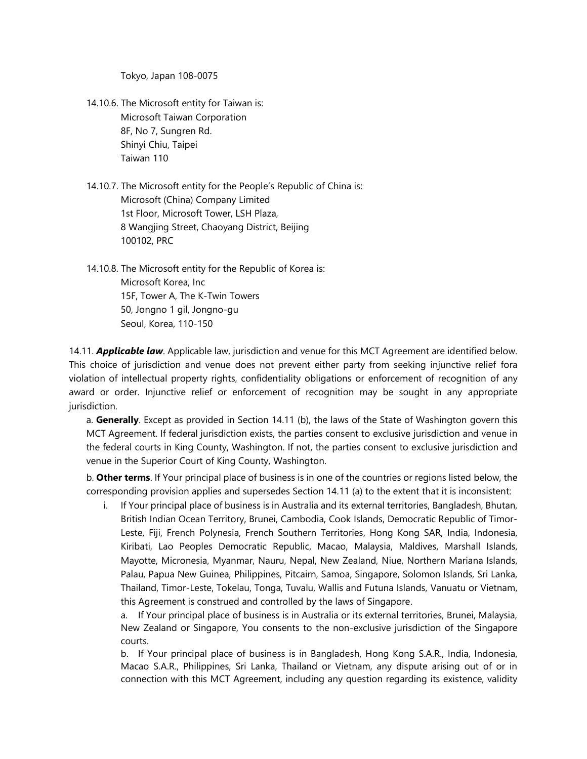Tokyo, Japan 108-0075

14.10.6. The Microsoft entity for Taiwan is:
Microsoft Taiwan Corporation
8F, No 7, Sungren Rd.
Shinyi Chiu, Taipei
Taiwan 110

14.10.7. The Microsoft entity for the People's Republic of China is:
Microsoft (China) Company Limited
1st Floor, Microsoft Tower, LSH Plaza,
8 Wangjing Street, Chaoyang District, Beijing
100102, PRC

14.10.8. The Microsoft entity for the Republic of Korea is:
Microsoft Korea, Inc
15F, Tower A, The K-Twin Towers
50, Jongno 1 gil, Jongno-gu
Seoul, Korea, 110-150

14.11. ***Applicable law***. Applicable law, jurisdiction and venue for this MCT Agreement are identified below. This choice of jurisdiction and venue does not prevent either party from seeking injunctive relief fora violation of intellectual property rights, confidentiality obligations or enforcement of recognition of any award or order. Injunctive relief or enforcement of recognition may be sought in any appropriate jurisdiction.

a. **Generally**. Except as provided in Section 14.11 (b), the laws of the State of Washington govern this MCT Agreement. If federal jurisdiction exists, the parties consent to exclusive jurisdiction and venue in the federal courts in King County, Washington. If not, the parties consent to exclusive jurisdiction and venue in the Superior Court of King County, Washington.

b. **Other terms**. If Your principal place of business is in one of the countries or regions listed below, the corresponding provision applies and supersedes Section 14.11 (a) to the extent that it is inconsistent:

i. If Your principal place of business is in Australia and its external territories, Bangladesh, Bhutan, British Indian Ocean Territory, Brunei, Cambodia, Cook Islands, Democratic Republic of Timor-Leste, Fiji, French Polynesia, French Southern Territories, Hong Kong SAR, India, Indonesia, Kiribati, Lao Peoples Democratic Republic, Macao, Malaysia, Maldives, Marshall Islands, Mayotte, Micronesia, Myanmar, Nauru, Nepal, New Zealand, Niue, Northern Mariana Islands, Palau, Papua New Guinea, Philippines, Pitcairn, Samoa, Singapore, Solomon Islands, Sri Lanka, Thailand, Timor-Leste, Tokelau, Tonga, Tuvalu, Wallis and Futuna Islands, Vanuatu or Vietnam, this Agreement is construed and controlled by the laws of Singapore.

a. If Your principal place of business is in Australia or its external territories, Brunei, Malaysia, New Zealand or Singapore, You consents to the non-exclusive jurisdiction of the Singapore courts.

b. If Your principal place of business is in Bangladesh, Hong Kong S.A.R., India, Indonesia, Macao S.A.R., Philippines, Sri Lanka, Thailand or Vietnam, any dispute arising out of or in connection with this MCT Agreement, including any question regarding its existence, validity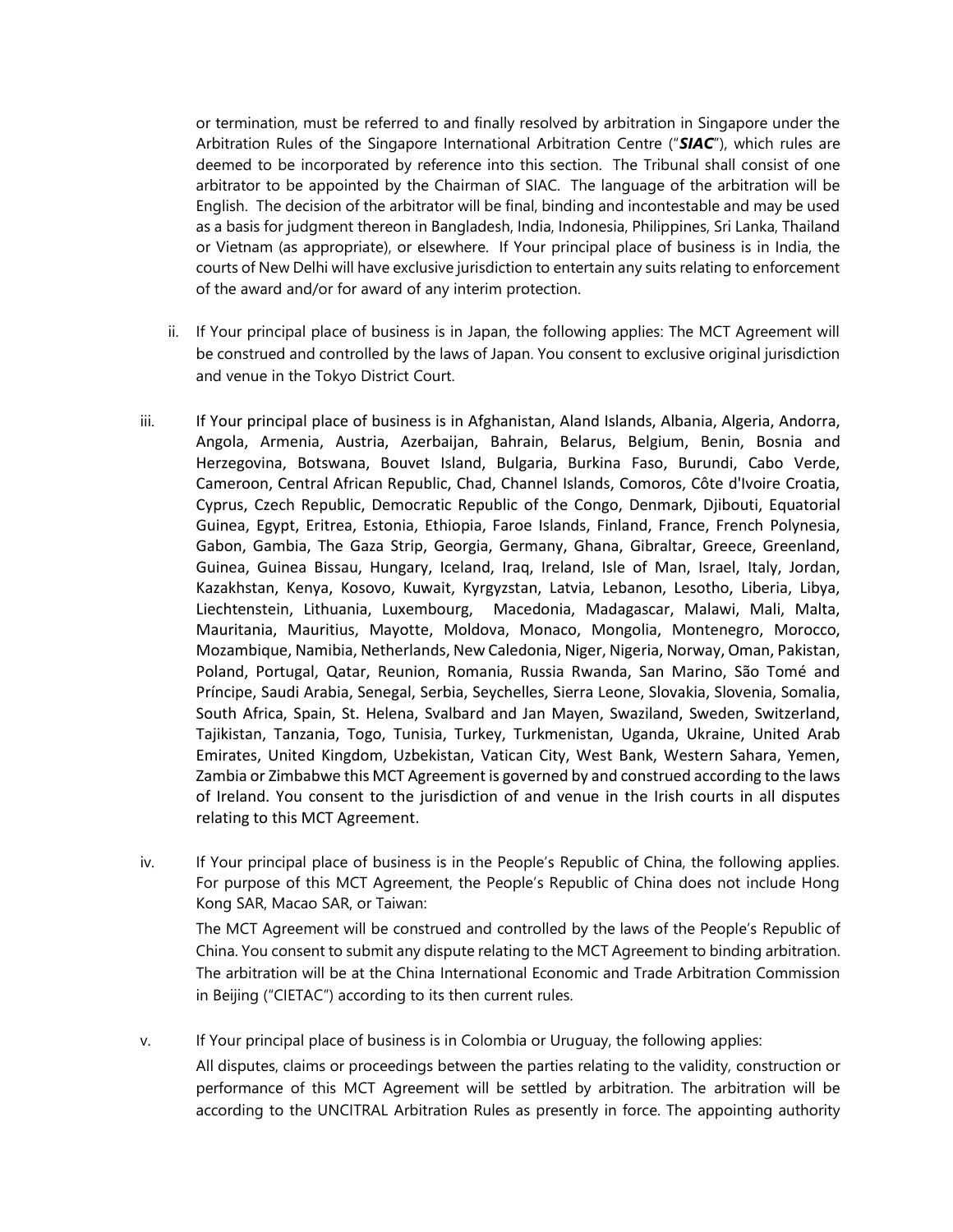or termination, must be referred to and finally resolved by arbitration in Singapore under the Arbitration Rules of the Singapore International Arbitration Centre ("***SIAC***"), which rules are deemed to be incorporated by reference into this section. The Tribunal shall consist of one arbitrator to be appointed by the Chairman of SIAC. The language of the arbitration will be English. The decision of the arbitrator will be final, binding and incontestable and may be used as a basis for judgment thereon in Bangladesh, India, Indonesia, Philippines, Sri Lanka, Thailand or Vietnam (as appropriate), or elsewhere. If Your principal place of business is in India, the courts of New Delhi will have exclusive jurisdiction to entertain any suits relating to enforcement of the award and/or for award of any interim protection.

ii. If Your principal place of business is in Japan, the following applies: The MCT Agreement will be construed and controlled by the laws of Japan. You consent to exclusive original jurisdiction and venue in the Tokyo District Court.

iii. If Your principal place of business is in Afghanistan, Aland Islands, Albania, Algeria, Andorra, Angola, Armenia, Austria, Azerbaijan, Bahrain, Belarus, Belgium, Benin, Bosnia and Herzegovina, Botswana, Bouvet Island, Bulgaria, Burkina Faso, Burundi, Cabo Verde, Cameroon, Central African Republic, Chad, Channel Islands, Comoros, Côte d'Ivoire Croatia, Cyprus, Czech Republic, Democratic Republic of the Congo, Denmark, Djibouti, Equatorial Guinea, Egypt, Eritrea, Estonia, Ethiopia, Faroe Islands, Finland, France, French Polynesia, Gabon, Gambia, The Gaza Strip, Georgia, Germany, Ghana, Gibraltar, Greece, Greenland, Guinea, Guinea Bissau, Hungary, Iceland, Iraq, Ireland, Isle of Man, Israel, Italy, Jordan, Kazakhstan, Kenya, Kosovo, Kuwait, Kyrgyzstan, Latvia, Lebanon, Lesotho, Liberia, Libya, Liechtenstein, Lithuania, Luxembourg, Macedonia, Madagascar, Malawi, Mali, Malta, Mauritania, Mauritius, Mayotte, Moldova, Monaco, Mongolia, Montenegro, Morocco, Mozambique, Namibia, Netherlands, New Caledonia, Niger, Nigeria, Norway, Oman, Pakistan, Poland, Portugal, Qatar, Reunion, Romania, Russia Rwanda, San Marino, São Tomé and Príncipe, Saudi Arabia, Senegal, Serbia, Seychelles, Sierra Leone, Slovakia, Slovenia, Somalia, South Africa, Spain, St. Helena, Svalbard and Jan Mayen, Swaziland, Sweden, Switzerland, Tajikistan, Tanzania, Togo, Tunisia, Turkey, Turkmenistan, Uganda, Ukraine, United Arab Emirates, United Kingdom, Uzbekistan, Vatican City, West Bank, Western Sahara, Yemen, Zambia or Zimbabwe this MCT Agreement is governed by and construed according to the laws of Ireland. You consent to the jurisdiction of and venue in the Irish courts in all disputes relating to this MCT Agreement.

iv. If Your principal place of business is in the People's Republic of China, the following applies. For purpose of this MCT Agreement, the People's Republic of China does not include Hong Kong SAR, Macao SAR, or Taiwan:

The MCT Agreement will be construed and controlled by the laws of the People's Republic of China. You consent to submit any dispute relating to the MCT Agreement to binding arbitration. The arbitration will be at the China International Economic and Trade Arbitration Commission in Beijing ("CIETAC") according to its then current rules.

v. If Your principal place of business is in Colombia or Uruguay, the following applies:

All disputes, claims or proceedings between the parties relating to the validity, construction or performance of this MCT Agreement will be settled by arbitration. The arbitration will be according to the UNCITRAL Arbitration Rules as presently in force. The appointing authority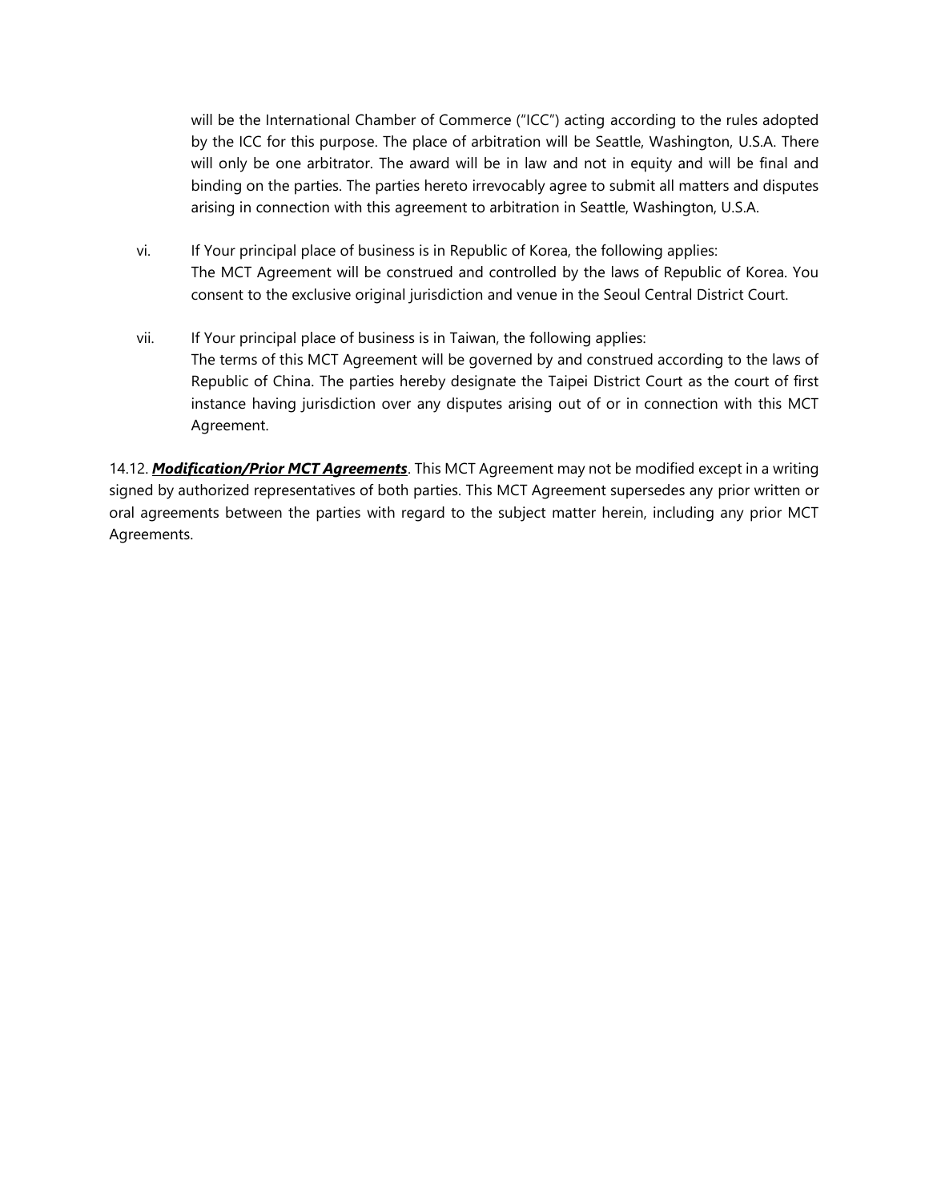will be the International Chamber of Commerce ("ICC") acting according to the rules adopted by the ICC for this purpose. The place of arbitration will be Seattle, Washington, U.S.A. There will only be one arbitrator. The award will be in law and not in equity and will be final and binding on the parties. The parties hereto irrevocably agree to submit all matters and disputes arising in connection with this agreement to arbitration in Seattle, Washington, U.S.A.

vi. If Your principal place of business is in Republic of Korea, the following applies:
The MCT Agreement will be construed and controlled by the laws of Republic of Korea. You consent to the exclusive original jurisdiction and venue in the Seoul Central District Court.

vii. If Your principal place of business is in Taiwan, the following applies:
The terms of this MCT Agreement will be governed by and construed according to the laws of Republic of China. The parties hereby designate the Taipei District Court as the court of first instance having jurisdiction over any disputes arising out of or in connection with this MCT Agreement.

14.12. ***Modification/Prior MCT Agreements***. This MCT Agreement may not be modified except in a writing signed by authorized representatives of both parties. This MCT Agreement supersedes any prior written or oral agreements between the parties with regard to the subject matter herein, including any prior MCT Agreements.